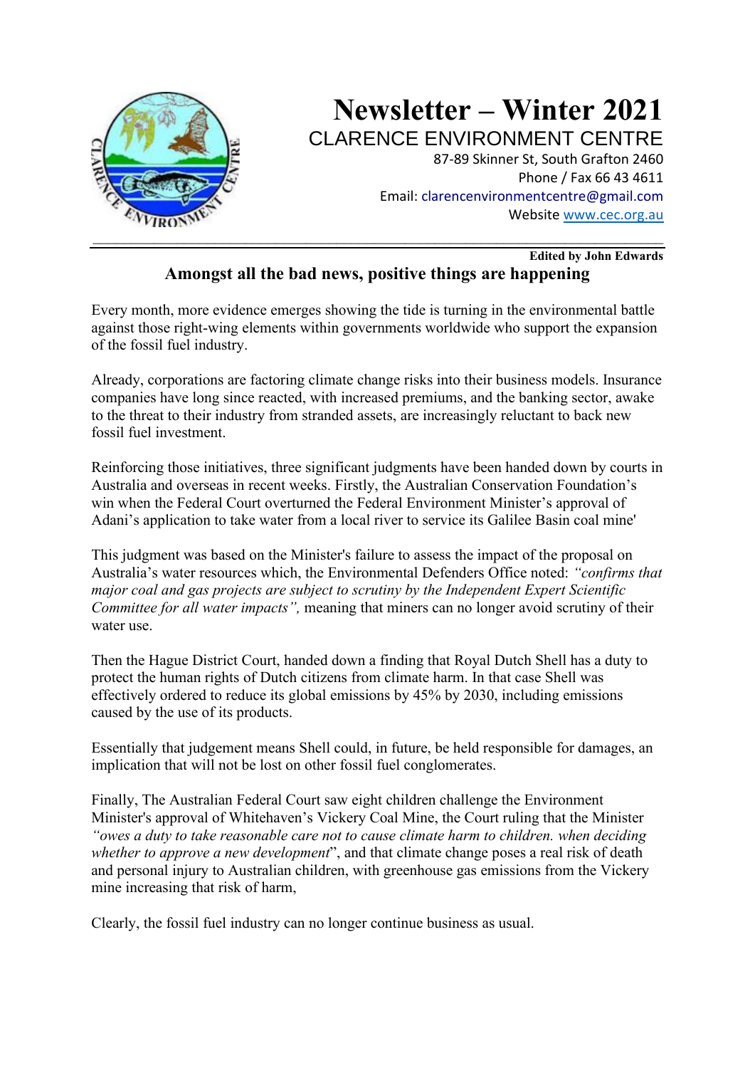# Newsletter – Winter 2021

## CLARENCE ENVIRONMENT CENTRE

87-89 Skinner St, South Grafton 2460
Phone / Fax 66 43 4611
Email: clarencenvironmentcentre@gmail.com
Website www.cec.org.au

---

**Edited by John Edwards**

## Amongst all the bad news, positive things are happening

Every month, more evidence emerges showing the tide is turning in the environmental battle against those right-wing elements within governments worldwide who support the expansion of the fossil fuel industry.

Already, corporations are factoring climate change risks into their business models. Insurance companies have long since reacted, with increased premiums, and the banking sector, awake to the threat to their industry from stranded assets, are increasingly reluctant to back new fossil fuel investment.

Reinforcing those initiatives, three significant judgments have been handed down by courts in Australia and overseas in recent weeks. Firstly, the Australian Conservation Foundation's win when the Federal Court overturned the Federal Environment Minister's approval of Adani's application to take water from a local river to service its Galilee Basin coal mine'

This judgment was based on the Minister's failure to assess the impact of the proposal on Australia's water resources which, the Environmental Defenders Office noted: *"confirms that major coal and gas projects are subject to scrutiny by the Independent Expert Scientific Committee for all water impacts",* meaning that miners can no longer avoid scrutiny of their water use.

Then the Hague District Court, handed down a finding that Royal Dutch Shell has a duty to protect the human rights of Dutch citizens from climate harm. In that case Shell was effectively ordered to reduce its global emissions by 45% by 2030, including emissions caused by the use of its products.

Essentially that judgement means Shell could, in future, be held responsible for damages, an implication that will not be lost on other fossil fuel conglomerates.

Finally, The Australian Federal Court saw eight children challenge the Environment Minister's approval of Whitehaven's Vickery Coal Mine, the Court ruling that the Minister *"owes a duty to take reasonable care not to cause climate harm to children. when deciding whether to approve a new development*", and that climate change poses a real risk of death and personal injury to Australian children, with greenhouse gas emissions from the Vickery mine increasing that risk of harm,

Clearly, the fossil fuel industry can no longer continue business as usual.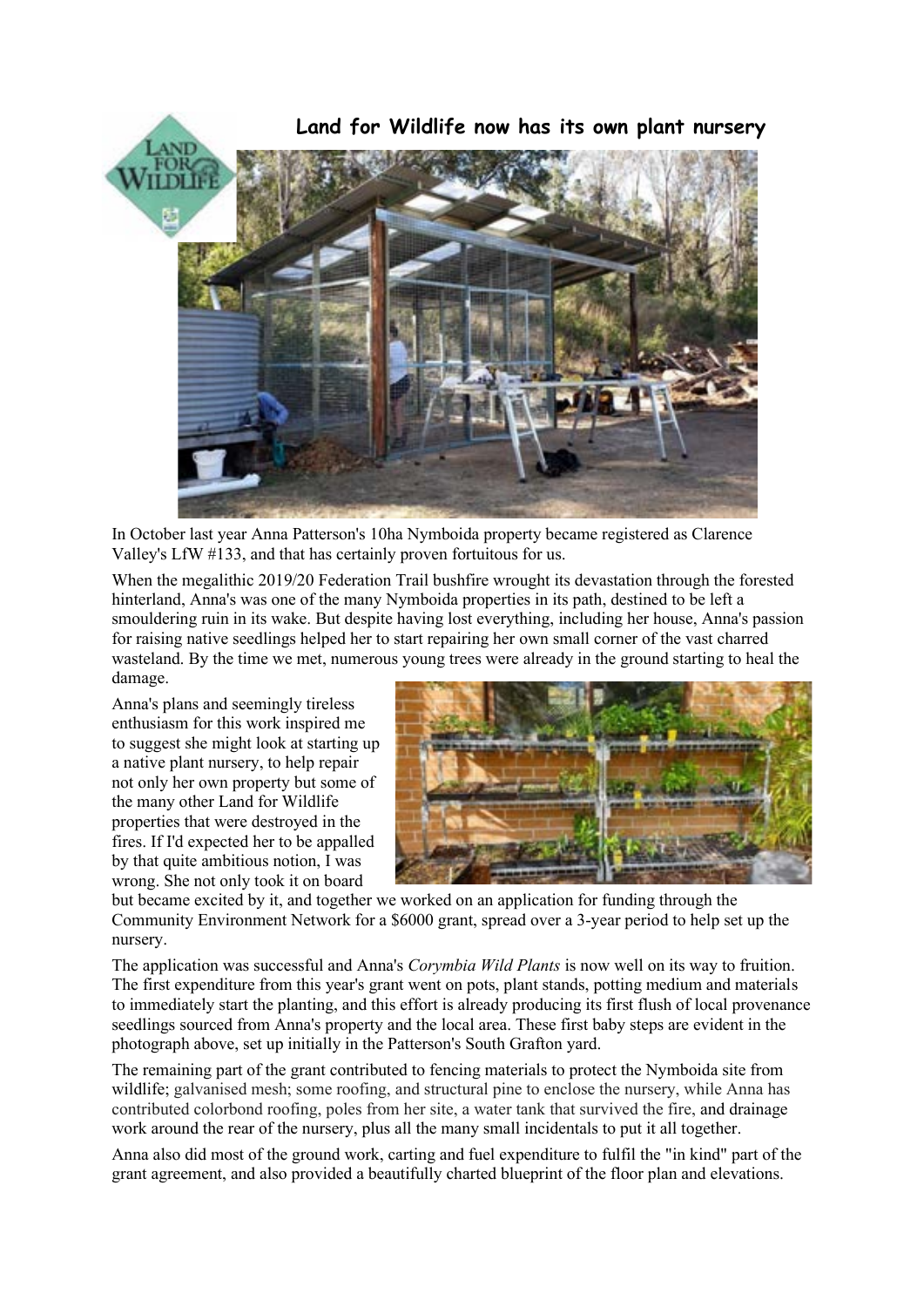## Land for Wildlife now has its own plant nursery

In October last year Anna Patterson's 10ha Nymboida property became registered as Clarence Valley's LfW #133, and that has certainly proven fortuitous for us.

When the megalithic 2019/20 Federation Trail bushfire wrought its devastation through the forested hinterland, Anna's was one of the many Nymboida properties in its path, destined to be left a smouldering ruin in its wake. But despite having lost everything, including her house, Anna's passion for raising native seedlings helped her to start repairing her own small corner of the vast charred wasteland. By the time we met, numerous young trees were already in the ground starting to heal the damage.

Anna's plans and seemingly tireless enthusiasm for this work inspired me to suggest she might look at starting up a native plant nursery, to help repair not only her own property but some of the many other Land for Wildlife properties that were destroyed in the fires. If I'd expected her to be appalled by that quite ambitious notion, I was wrong. She not only took it on board but became excited by it, and together we worked on an application for funding through the Community Environment Network for a $6000 grant, spread over a 3-year period to help set up the nursery.

The application was successful and Anna's *Corymbia Wild Plants* is now well on its way to fruition. The first expenditure from this year's grant went on pots, plant stands, potting medium and materials to immediately start the planting, and this effort is already producing its first flush of local provenance seedlings sourced from Anna's property and the local area. These first baby steps are evident in the photograph above, set up initially in the Patterson's South Grafton yard.

The remaining part of the grant contributed to fencing materials to protect the Nymboida site from wildlife; galvanised mesh; some roofing, and structural pine to enclose the nursery, while Anna has contributed colorbond roofing, poles from her site, a water tank that survived the fire, and drainage work around the rear of the nursery, plus all the many small incidentals to put it all together.

Anna also did most of the ground work, carting and fuel expenditure to fulfil the "in kind" part of the grant agreement, and also provided a beautifully charted blueprint of the floor plan and elevations.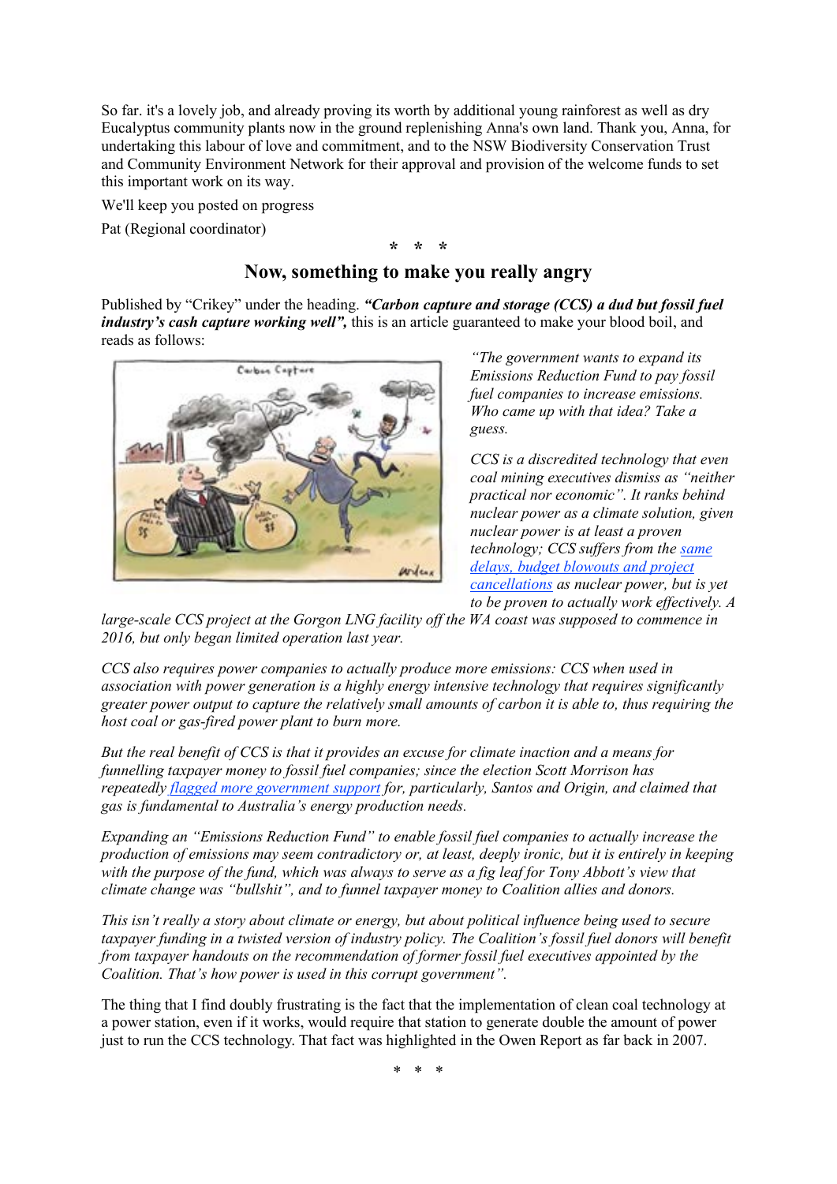So far. it's a lovely job, and already proving its worth by additional young rainforest as well as dry Eucalyptus community plants now in the ground replenishing Anna's own land. Thank you, Anna, for undertaking this labour of love and commitment, and to the NSW Biodiversity Conservation Trust and Community Environment Network for their approval and provision of the welcome funds to set this important work on its way.

We'll keep you posted on progress

Pat (Regional coordinator)

\* \* \*

## Now, something make you really angry

Published by "Crikey" under the heading. ***"Carbon capture and storage (CCS) a dud but fossil fuel industry's cash capture working well",*** this is an article guaranteed to make your blood boil, and reads as follows:

*"The government wants to expand its Emissions Reduction Fund to pay fossil fuel companies to increase emissions. Who came up with that idea? Take a guess.*

*CCS is a discredited technology that even coal mining executives dismiss as "neither practical nor economic". It ranks behind nuclear power as a climate solution, given nuclear power is at least a proven technology; CCS suffers from the same delays, budget blowouts and project cancellations as nuclear power, but is yet to be proven to actually work effectively. A large-scale CCS project at the Gorgon LNG facility off the WA coast was supposed to commence in 2016, but only began limited operation last year.*

*CCS also requires power companies to actually produce more emissions: CCS when used in association with power generation is a highly energy intensive technology that requires significantly greater power output to capture the relatively small amounts of carbon it is able to, thus requiring the host coal or gas-fired power plant to burn more.*

*But the real benefit of CCS is that it provides an excuse for climate inaction and a means for funnelling taxpayer money to fossil fuel companies; since the election Scott Morrison has repeatedly flagged more government support for, particularly, Santos and Origin, and claimed that gas is fundamental to Australia's energy production needs.*

*Expanding an "Emissions Reduction Fund" to enable fossil fuel companies to actually increase the production of emissions may seem contradictory or, at least, deeply ironic, but it is entirely in keeping with the purpose of the fund, which was always to serve as a fig leaf for Tony Abbott's view that climate change was "bullshit", and to funnel taxpayer money to Coalition allies and donors.*

*This isn't really a story about climate or energy, but about political influence being used to secure taxpayer funding in a twisted version of industry policy. The Coalition's fossil fuel donors will benefit from taxpayer handouts on the recommendation of former fossil fuel executives appointed by the Coalition. That's how power is used in this corrupt government".*

The thing that I find doubly frustrating is the fact that the implementation of clean coal technology at a power station, even if it works, would require that station to generate double the amount of power just to run the CCS technology. That fact was highlighted in the Owen Report as far back in 2007.

\* \* \*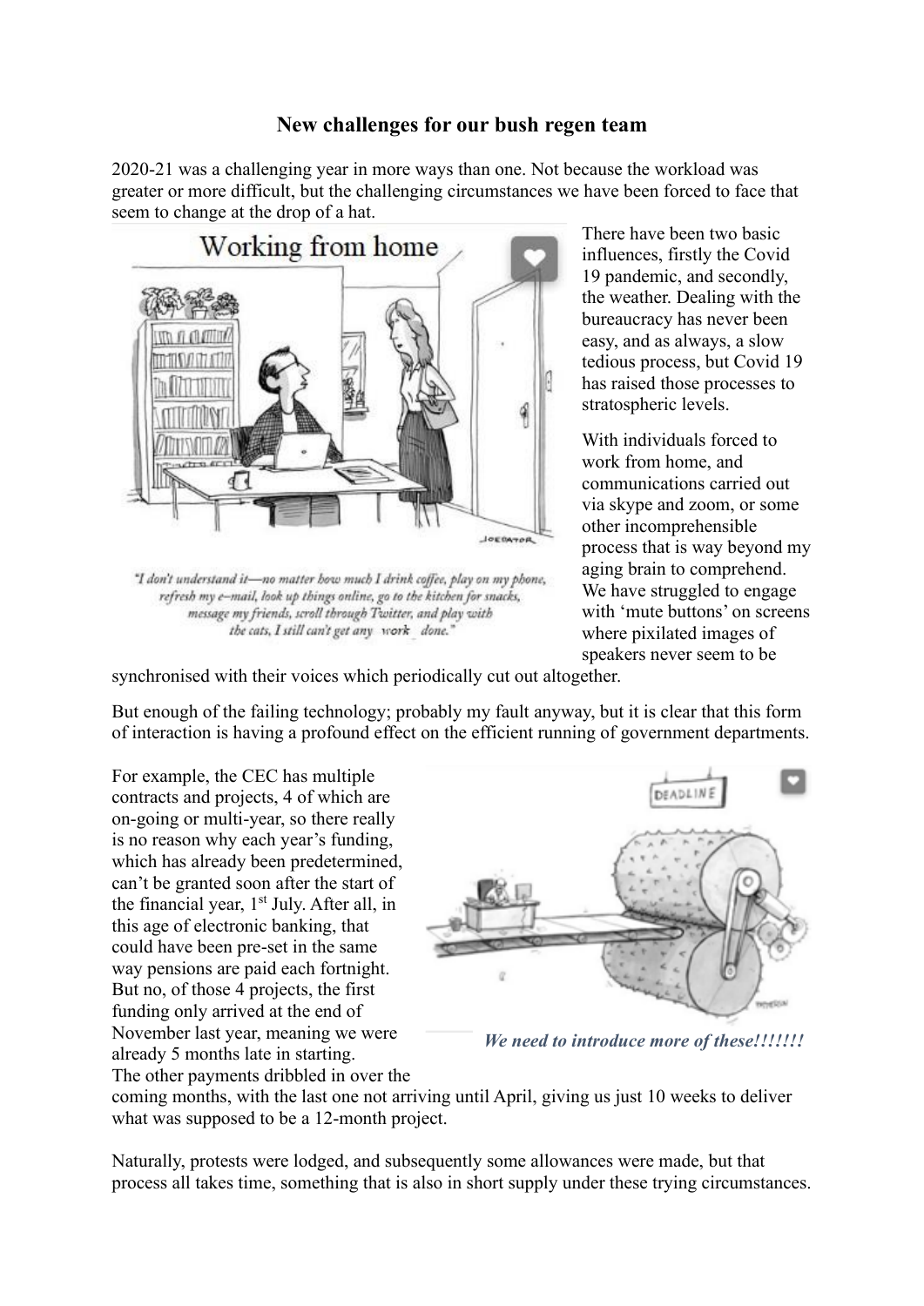# New challenges for our bush regen team

2020-21 was a challenging year in more ways than one. Not because the workload was greater or more difficult, but the challenging circumstances we have been forced to face that seem to change at the drop of a hat.

"I don't understand it—no matter how much I drink coffee, play on my phone, refresh my e-mail, look up things online, go to the kitchen for snacks, message my friends, scroll through Twitter, and play with the cats, I still can't get any work done."

There have been two basic influences, firstly the Covid 19 pandemic, and secondly, the weather. Dealing with the bureaucracy has never been easy, and as always, a slow tedious process, but Covid 19 has raised those processes to stratospheric levels.

With individuals forced to work from home, and communications carried out via skype and zoom, or some other incomprehensible process that is way beyond my aging brain to comprehend. We have struggled to engage with 'mute buttons' on screens where pixilated images of speakers never seem to be synchronised with their voices which periodically cut out altogether.

But enough of the failing technology; probably my fault anyway, but it is clear that this form of interaction is having a profound effect on the efficient running of government departments.

For example, the CEC has multiple contracts and projects, 4 of which are on-going or multi-year, so there really is no reason why each year's funding, which has already been predetermined, can't be granted soon after the start of the financial year, 1st July. After all, in this age of electronic banking, that could have been pre-set in the same way pensions are paid each fortnight. But no, of those 4 projects, the first funding only arrived at the end of November last year, meaning we were already 5 months late in starting. The other payments dribbled in over the coming months, with the last one not arriving until April, giving us just 10 weeks to deliver what was supposed to be a 12-month project.

***We need to introduce more of these!!!!!!!***

Naturally, protests were lodged, and subsequently some allowances were made, but that process all takes time, something that is also in short supply under these trying circumstances.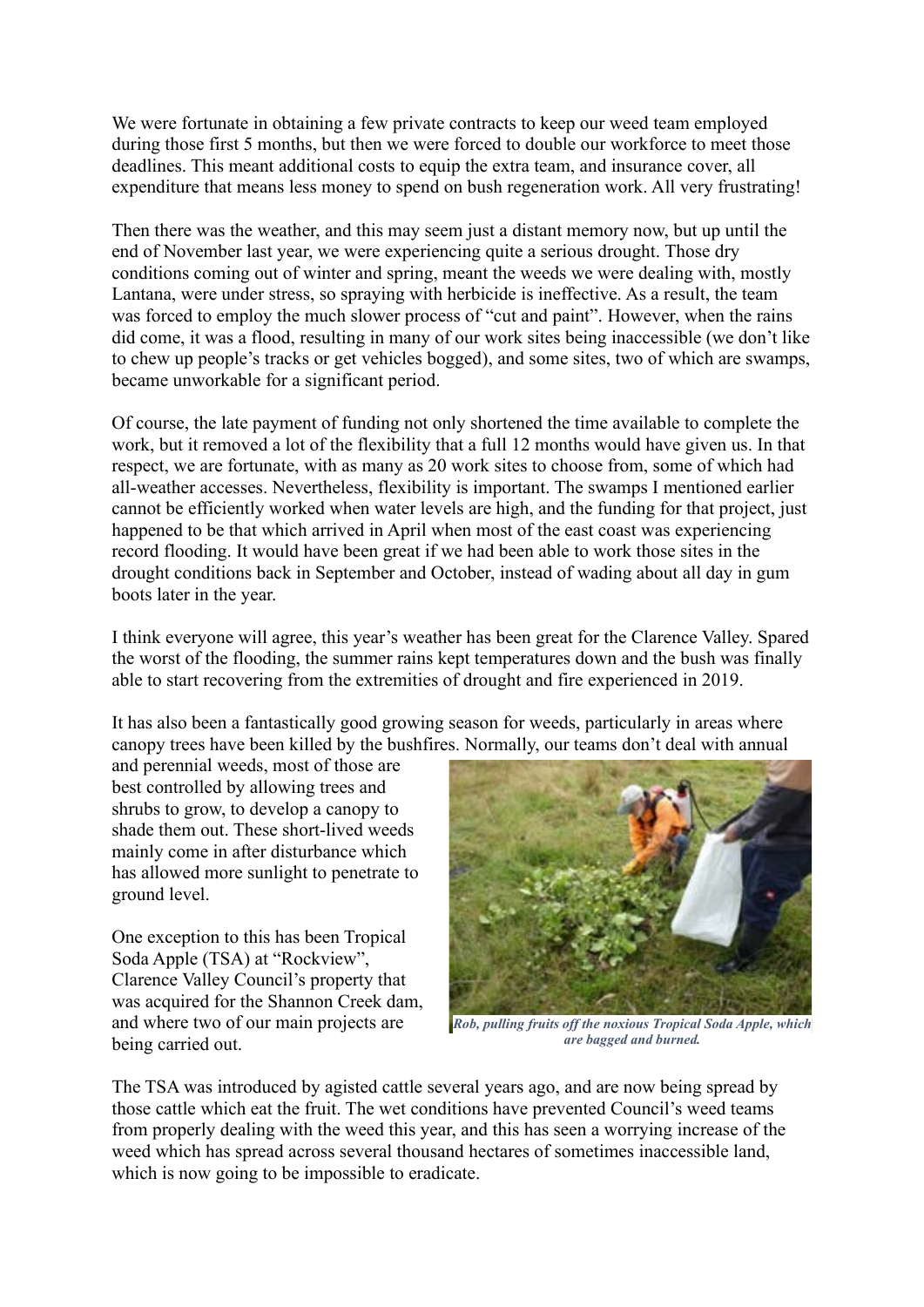We were fortunate in obtaining a few private contracts to keep our weed team employed during those first 5 months, but then we were forced to double our workforce to meet those deadlines. This meant additional costs to equip the extra team, and insurance cover, all expenditure that means less money to spend on bush regeneration work. All very frustrating!

Then there was the weather, and this may seem just a distant memory now, but up until the end of November last year, we were experiencing quite a serious drought. Those dry conditions coming out of winter and spring, meant the weeds we were dealing with, mostly Lantana, were under stress, so spraying with herbicide is ineffective. As a result, the team was forced to employ the much slower process of "cut and paint". However, when the rains did come, it was a flood, resulting in many of our work sites being inaccessible (we don't like to chew up people's tracks or get vehicles bogged), and some sites, two of which are swamps, became unworkable for a significant period.

Of course, the late payment of funding not only shortened the time available to complete the work, but it removed a lot of the flexibility that a full 12 months would have given us. In that respect, we are fortunate, with as many as 20 work sites to choose from, some of which had all-weather accesses. Nevertheless, flexibility is important. The swamps I mentioned earlier cannot be efficiently worked when water levels are high, and the funding for that project, just happened to be that which arrived in April when most of the east coast was experiencing record flooding. It would have been great if we had been able to work those sites in the drought conditions back in September and October, instead of wading about all day in gum boots later in the year.

I think everyone will agree, this year's weather has been great for the Clarence Valley. Spared the worst of the flooding, the summer rains kept temperatures down and the bush was finally able to start recovering from the extremities of drought and fire experienced in 2019.

It has also been a fantastically good growing season for weeds, particularly in areas where canopy trees have been killed by the bushfires. Normally, our teams don't deal with annual and perennial weeds, most of those are best controlled by allowing trees and shrubs to grow, to develop a canopy to shade them out. These short-lived weeds mainly come in after disturbance which has allowed more sunlight to penetrate to ground level.

One exception to this has been Tropical Soda Apple (TSA) at "Rockview", Clarence Valley Council's property that was acquired for the Shannon Creek dam, and where two of our main projects are being carried out.

***Rob, pulling fruits off the noxious Tropical Soda Apple, which are bagged and burned.***

The TSA was introduced by agisted cattle several years ago, and are now being spread by those cattle which eat the fruit. The wet conditions have prevented Council's weed teams from properly dealing with the weed this year, and this has seen a worrying increase of the weed which has spread across several thousand hectares of sometimes inaccessible land, which is now going to be impossible to eradicate.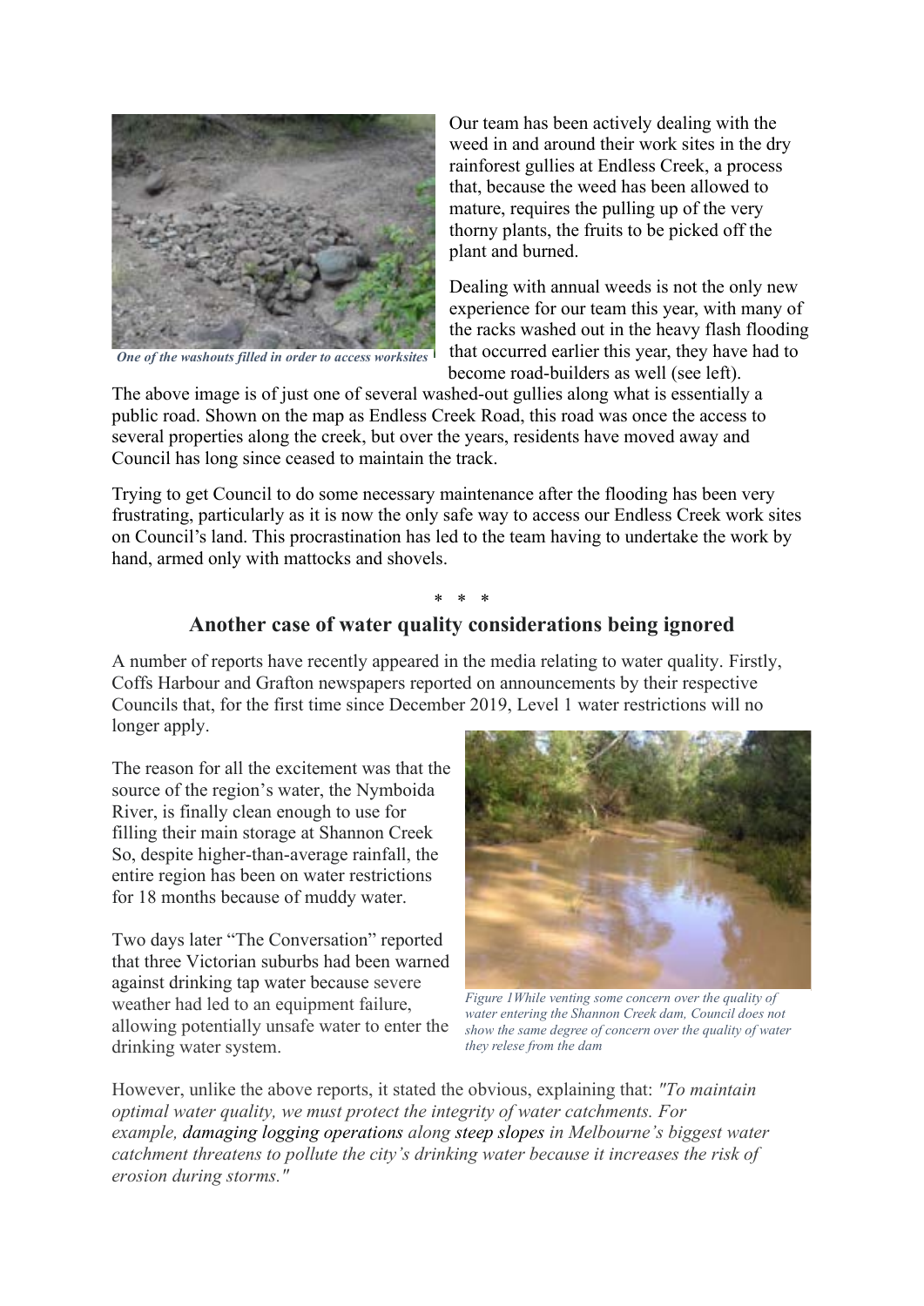*One of the washouts filled in order to access worksites*

Our team has been actively dealing with the weed in and around their work sites in the dry rainforest gullies at Endless Creek, a process that, because the weed has been allowed to mature, requires the pulling up of the very thorny plants, the fruits to be picked off the plant and burned.

Dealing with annual weeds is not the only new experience for our team this year, with many of the racks washed out in the heavy flash flooding that occurred earlier this year, they have had to become road-builders as well (see left).

The above image is of just one of several washed-out gullies along what is essentially a public road. Shown on the map as Endless Creek Road, this road was once the access to several properties along the creek, but over the years, residents have moved away and Council has long since ceased to maintain the track.

Trying to get Council to do some necessary maintenance after the flooding has been very frustrating, particularly as it is now the only safe way to access our Endless Creek work sites on Council's land. This procrastination has led to the team having to undertake the work by hand, armed only with mattocks and shovels.

\* \* \*

## Another case of water quality considerations being ignored

A number of reports have recently appeared in the media relating to water quality. Firstly, Coffs Harbour and Grafton newspapers reported on announcements by their respective Councils that, for the first time since December 2019, Level 1 water restrictions will no longer apply.

The reason for all the excitement was that the source of the region's water, the Nymboida River, is finally clean enough to use for filling their main storage at Shannon Creek So, despite higher-than-average rainfall, the entire region has been on water restrictions for 18 months because of muddy water.

Two days later "The Conversation" reported that three Victorian suburbs had been warned against drinking tap water because severe weather had led to an equipment failure, allowing potentially unsafe water to enter the drinking water system.

*Figure 1While venting some concern over the quality of water entering the Shannon Creek dam, Council does not show the same degree of concern over the quality of water they relese from the dam*

However, unlike the above reports, it stated the obvious, explaining that: *"To maintain optimal water quality, we must protect the integrity of water catchments. For example,* damaging logging operations *along* steep slopes *in Melbourne's biggest water catchment threatens to pollute the city's drinking water because it increases the risk of erosion during storms."*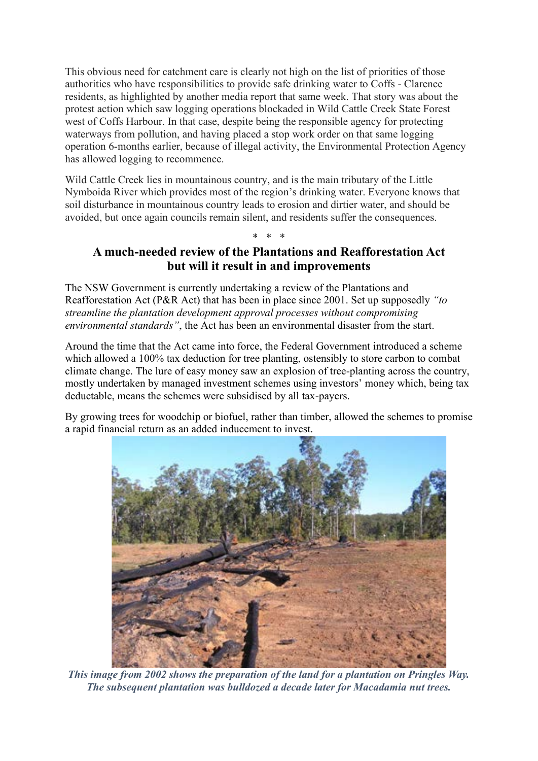This obvious need for catchment care is clearly not high on the list of priorities of those authorities who have responsibilities to provide safe drinking water to Coffs - Clarence residents, as highlighted by another media report that same week. That story was about the protest action which saw logging operations blockaded in Wild Cattle Creek State Forest west of Coffs Harbour. In that case, despite being the responsible agency for protecting waterways from pollution, and having placed a stop work order on that same logging operation 6-months earlier, because of illegal activity, the Environmental Protection Agency has allowed logging to recommence.

Wild Cattle Creek lies in mountainous country, and is the main tributary of the Little Nymboida River which provides most of the region's drinking water. Everyone knows that soil disturbance in mountainous country leads to erosion and dirtier water, and should be avoided, but once again councils remain silent, and residents suffer the consequences.

\* \* \*

## A much-needed review of the Plantations and Reafforestation Act but will it result in and improvements

The NSW Government is currently undertaking a review of the Plantations and Reafforestation Act (P&R Act) that has been in place since 2001. Set up supposedly *"to streamline the plantation development approval processes without compromising environmental standards"*, the Act has been an environmental disaster from the start.

Around the time that the Act came into force, the Federal Government introduced a scheme which allowed a 100% tax deduction for tree planting, ostensibly to store carbon to combat climate change. The lure of easy money saw an explosion of tree-planting across the country, mostly undertaken by managed investment schemes using investors' money which, being tax deductable, means the schemes were subsidised by all tax-payers.

By growing trees for woodchip or biofuel, rather than timber, allowed the schemes to promise a rapid financial return as an added inducement to invest.

***This image from 2002 shows the preparation of the land for a plantation on Pringles Way. The subsequent plantation was bulldozed a decade later for Macadamia nut trees.***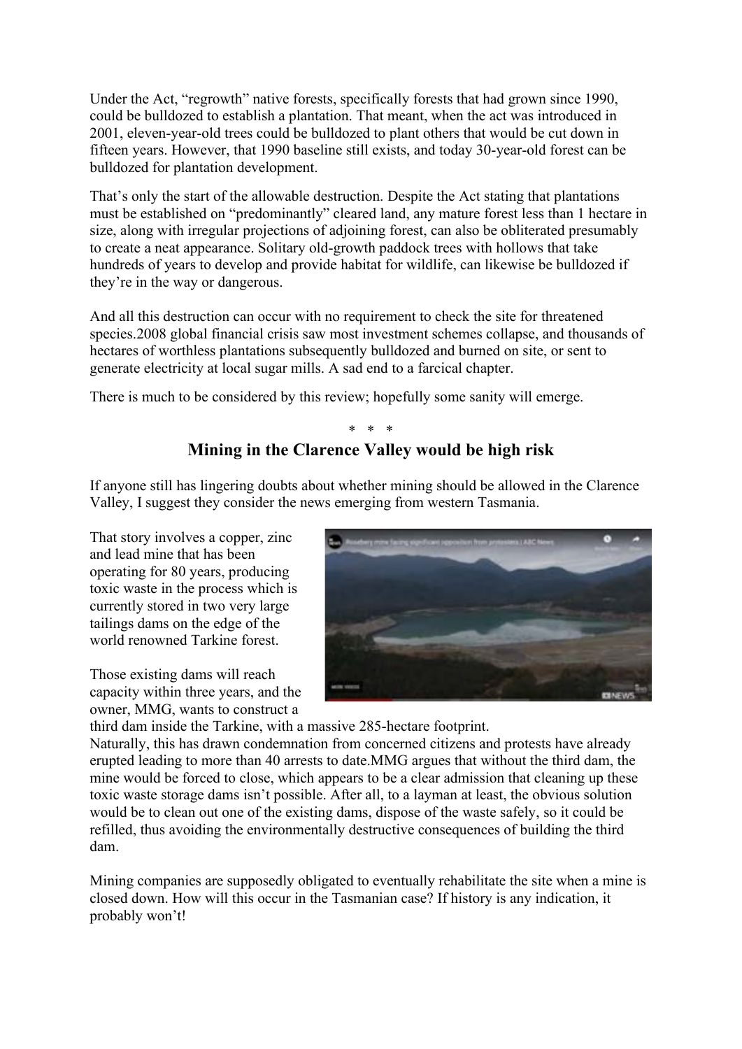Under the Act, "regrowth" native forests, specifically forests that had grown since 1990, could be bulldozed to establish a plantation. That meant, when the act was introduced in 2001, eleven-year-old trees could be bulldozed to plant others that would be cut down in fifteen years. However, that 1990 baseline still exists, and today 30-year-old forest can be bulldozed for plantation development.

That's only the start of the allowable destruction. Despite the Act stating that plantations must be established on "predominantly" cleared land, any mature forest less than 1 hectare in size, along with irregular projections of adjoining forest, can also be obliterated presumably to create a neat appearance. Solitary old-growth paddock trees with hollows that take hundreds of years to develop and provide habitat for wildlife, can likewise be bulldozed if they're in the way or dangerous.

And all this destruction can occur with no requirement to check the site for threatened species.2008 global financial crisis saw most investment schemes collapse, and thousands of hectares of worthless plantations subsequently bulldozed and burned on site, or sent to generate electricity at local sugar mills. A sad end to a farcical chapter.

There is much to be considered by this review; hopefully some sanity will emerge.

\* \* \*

## Mining in the Clarence Valley would be high risk

If anyone still has lingering doubts about whether mining should be allowed in the Clarence Valley, I suggest they consider the news emerging from western Tasmania.

That story involves a copper, zinc and lead mine that has been operating for 80 years, producing toxic waste in the process which is currently stored in two very large tailings dams on the edge of the world renowned Tarkine forest.

Those existing dams will reach capacity within three years, and the owner, MMG, wants to construct a third dam inside the Tarkine, with a massive 285-hectare footprint.
Naturally, this has drawn condemnation from concerned citizens and protests have already erupted leading to more than 40 arrests to date.MMG argues that without the third dam, the mine would be forced to close, which appears to be a clear admission that cleaning up these toxic waste storage dams isn't possible. After all, to a layman at least, the obvious solution would be to clean out one of the existing dams, dispose of the waste safely, so it could be refilled, thus avoiding the environmentally destructive consequences of building the third dam.

Mining companies are supposedly obligated to eventually rehabilitate the site when a mine is closed down. How will this occur in the Tasmanian case? If history is any indication, it probably won't!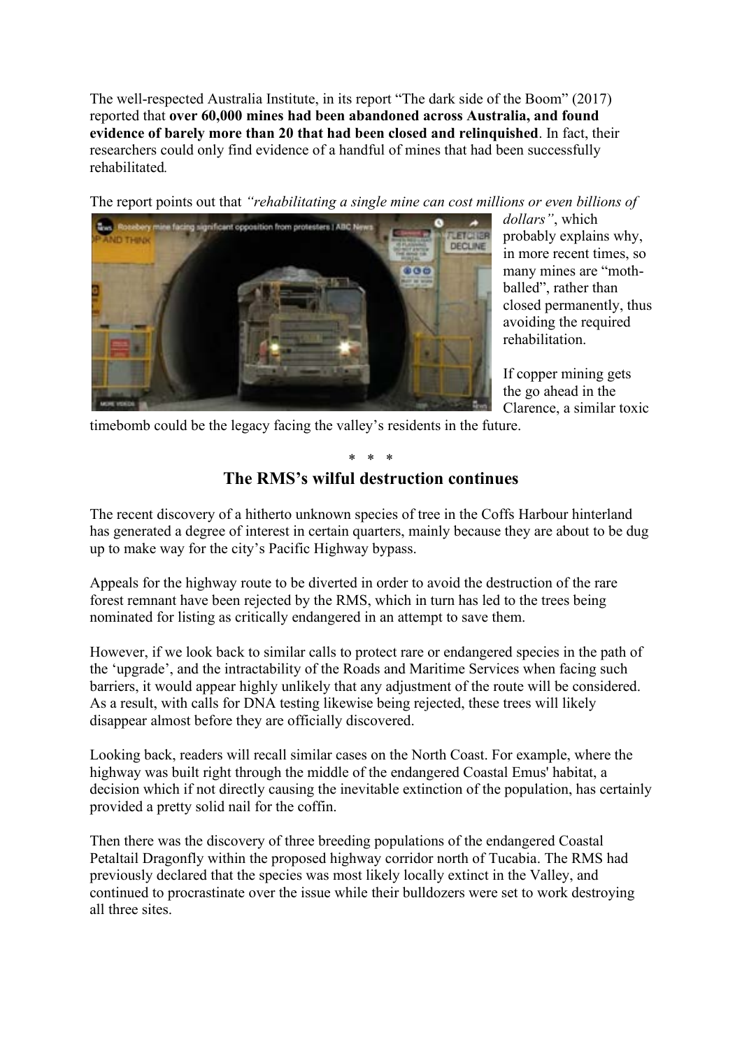The well-respected Australia Institute, in its report "The dark side of the Boom" (2017) reported that **over 60,000 mines had been abandoned across Australia, and found evidence of barely more than 20 that had been closed and relinquished**. In fact, their researchers could only find evidence of a handful of mines that had been successfully rehabilitated*.*

The report points out that *"rehabilitating a single mine can cost millions or even billions of dollars"*, which probably explains why, in more recent times, so many mines are "moth-balled", rather than closed permanently, thus avoiding the required rehabilitation.

If copper mining gets the go ahead in the Clarence, a similar toxic timebomb could be the legacy facing the valley's residents in the future.

\* \* \*

## The RMS's wilful destruction continues

The recent discovery of a hitherto unknown species of tree in the Coffs Harbour hinterland has generated a degree of interest in certain quarters, mainly because they are about to be dug up to make way for the city's Pacific Highway bypass.

Appeals for the highway route to be diverted in order to avoid the destruction of the rare forest remnant have been rejected by the RMS, which in turn has led to the trees being nominated for listing as critically endangered in an attempt to save them.

However, if we look back to similar calls to protect rare or endangered species in the path of the 'upgrade', and the intractability of the Roads and Maritime Services when facing such barriers, it would appear highly unlikely that any adjustment of the route will be considered. As a result, with calls for DNA testing likewise being rejected, these trees will likely disappear almost before they are officially discovered.

Looking back, readers will recall similar cases on the North Coast. For example, where the highway was built right through the middle of the endangered Coastal Emus' habitat, a decision which if not directly causing the inevitable extinction of the population, has certainly provided a pretty solid nail for the coffin.

Then there was the discovery of three breeding populations of the endangered Coastal Petaltail Dragonfly within the proposed highway corridor north of Tucabia. The RMS had previously declared that the species was most likely locally extinct in the Valley, and continued to procrastinate over the issue while their bulldozers were set to work destroying all three sites.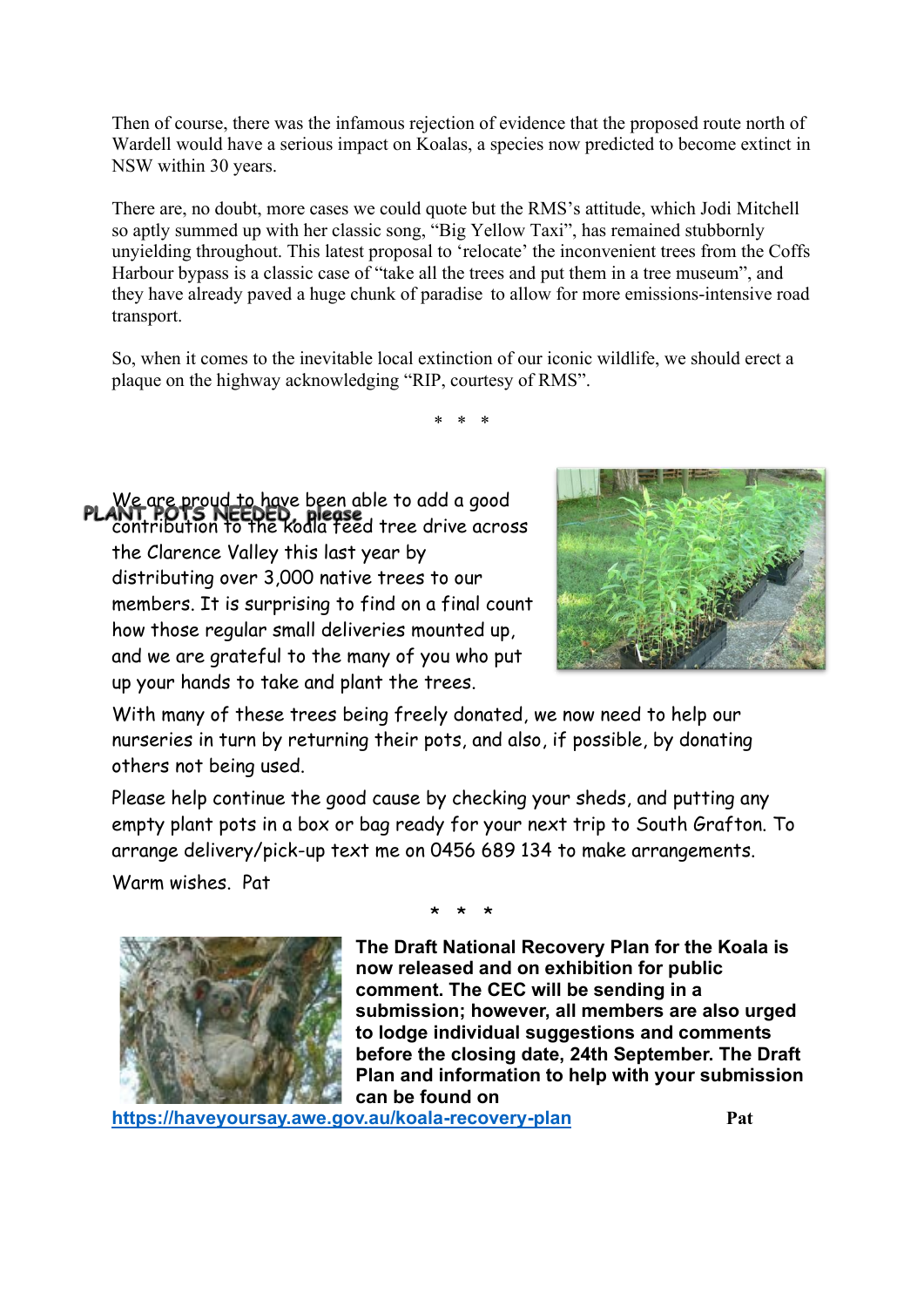Then of course, there was the infamous rejection of evidence that the proposed route north of Wardell would have a serious impact on Koalas, a species now predicted to become extinct in NSW within 30 years.

There are, no doubt, more cases we could quote but the RMS's attitude, which Jodi Mitchell so aptly summed up with her classic song, "Big Yellow Taxi", has remained stubbornly unyielding throughout. This latest proposal to 'relocate' the inconvenient trees from the Coffs Harbour bypass is a classic case of "take all the trees and put them in a tree museum", and they have already paved a huge chunk of paradise to allow for more emissions-intensive road transport.

So, when it comes to the inevitable local extinction of our iconic wildlife, we should erect a plaque on the highway acknowledging "RIP, courtesy of RMS".

\* \* \*

## PLANT POTS NEEDED, please

We are proud to have been able to add a good contribution to the koala feed tree drive across the Clarence Valley this last year by distributing over 3,000 native trees to our members. It is surprising to find on a final count how those regular small deliveries mounted up, and we are grateful to the many of you who put up your hands to take and plant the trees.

With many of these trees being freely donated, we now need to help our nurseries in turn by returning their pots, and also, if possible, by donating others not being used.

Please help continue the good cause by checking your sheds, and putting any empty plant pots in a box or bag ready for your next trip to South Grafton. To arrange delivery/pick-up text me on 0456 689 134 to make arrangements.

Warm wishes. Pat

\* \* \*

**The Draft National Recovery Plan for the Koala is now released and on exhibition for public comment. The CEC will be sending in a submission; however, all members are also urged to lodge individual suggestions and comments before the closing date, 24th September. The Draft Plan and information to help with your submission can be found on**

**https://haveyoursay.awe.gov.au/koala-recovery-plan**

**Pat**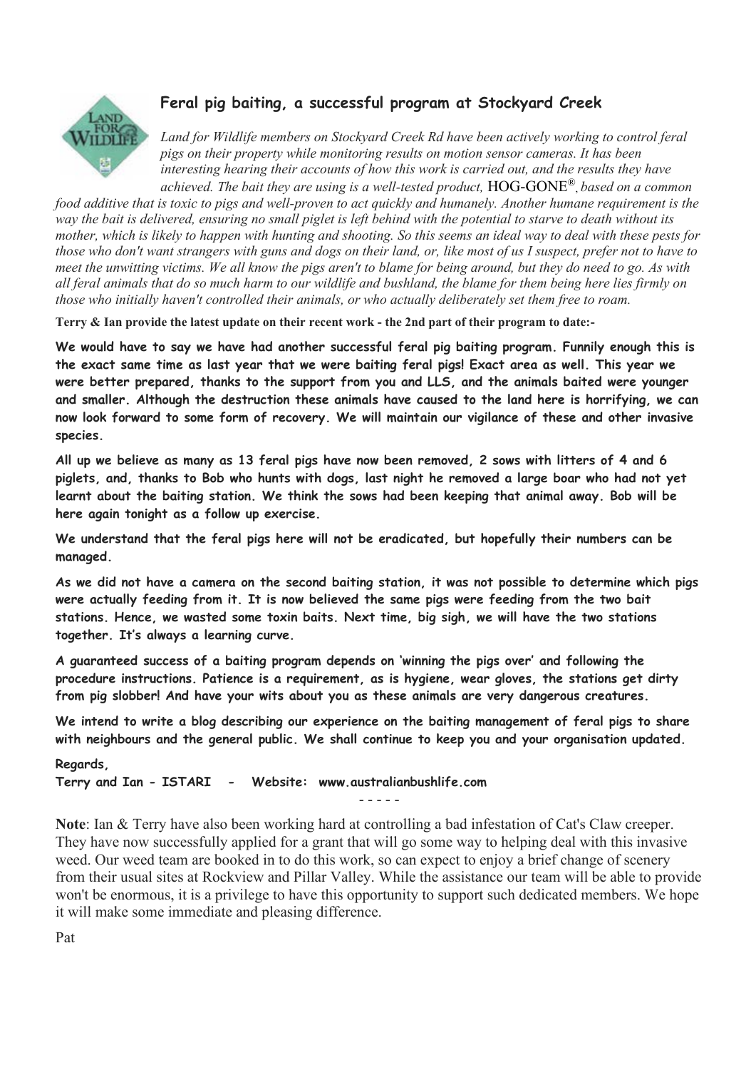## Feral pig baiting, a successful program at Stockyard Creek

*Land for Wildlife members on Stockyard Creek Rd have been actively working to control feral pigs on their property while monitoring results on motion sensor cameras. It has been interesting hearing their accounts of how this work is carried out, and the results they have achieved. The bait they are using is a well-tested product,* HOG-GONE®*, based on a common food additive that is toxic to pigs and well-proven to act quickly and humanely. Another humane requirement is the way the bait is delivered, ensuring no small piglet is left behind with the potential to starve to death without its mother, which is likely to happen with hunting and shooting. So this seems an ideal way to deal with these pests for those who don't want strangers with guns and dogs on their land, or, like most of us I suspect, prefer not to have to meet the unwitting victims. We all know the pigs aren't to blame for being around, but they do need to go. As with all feral animals that do so much harm to our wildlife and bushland, the blame for them being here lies firmly on those who initially haven't controlled their animals, or who actually deliberately set them free to roam.*

**Terry & Ian provide the latest update on their recent work - the 2nd part of their program to date:-**

**We would have to say we have had another successful feral pig baiting program. Funnily enough this is the exact same time as last year that we were baiting feral pigs! Exact area as well. This year we were better prepared, thanks to the support from you and LLS, and the animals baited were younger and smaller. Although the destruction these animals have caused to the land here is horrifying, we can now look forward to some form of recovery. We will maintain our vigilance of these and other invasive species.**

**All up we believe as many as 13 feral pigs have now been removed, 2 sows with litters of 4 and 6 piglets, and, thanks to Bob who hunts with dogs, last night he removed a large boar who had not yet learnt about the baiting station. We think the sows had been keeping that animal away. Bob will be here again tonight as a follow up exercise.**

**We understand that the feral pigs here will not be eradicated, but hopefully their numbers can be managed.**

**As we did not have a camera on the second baiting station, it was not possible to determine which pigs were actually feeding from it. It is now believed the same pigs were feeding from the two bait stations. Hence, we wasted some toxin baits. Next time, big sigh, we will have the two stations together. It's always a learning curve.**

**A guaranteed success of a baiting program depends on 'winning the pigs over' and following the procedure instructions. Patience is a requirement, as is hygiene, wear gloves, the stations get dirty from pig slobber! And have your wits about you as these animals are very dangerous creatures.**

**We intend to write a blog describing our experience on the baiting management of feral pigs to share with neighbours and the general public. We shall continue to keep you and your organisation updated.**

**Regards,**
**Terry and Ian - ISTARI - Website: www.australianbushlife.com**

- - - - -

**Note**: Ian & Terry have also been working hard at controlling a bad infestation of Cat's Claw creeper. They have now successfully applied for a grant that will go some way to helping deal with this invasive weed. Our weed team are booked in to do this work, so can expect to enjoy a brief change of scenery from their usual sites at Rockview and Pillar Valley. While the assistance our team will be able to provide won't be enormous, it is a privilege to have this opportunity to support such dedicated members. We hope it will make some immediate and pleasing difference.

Pat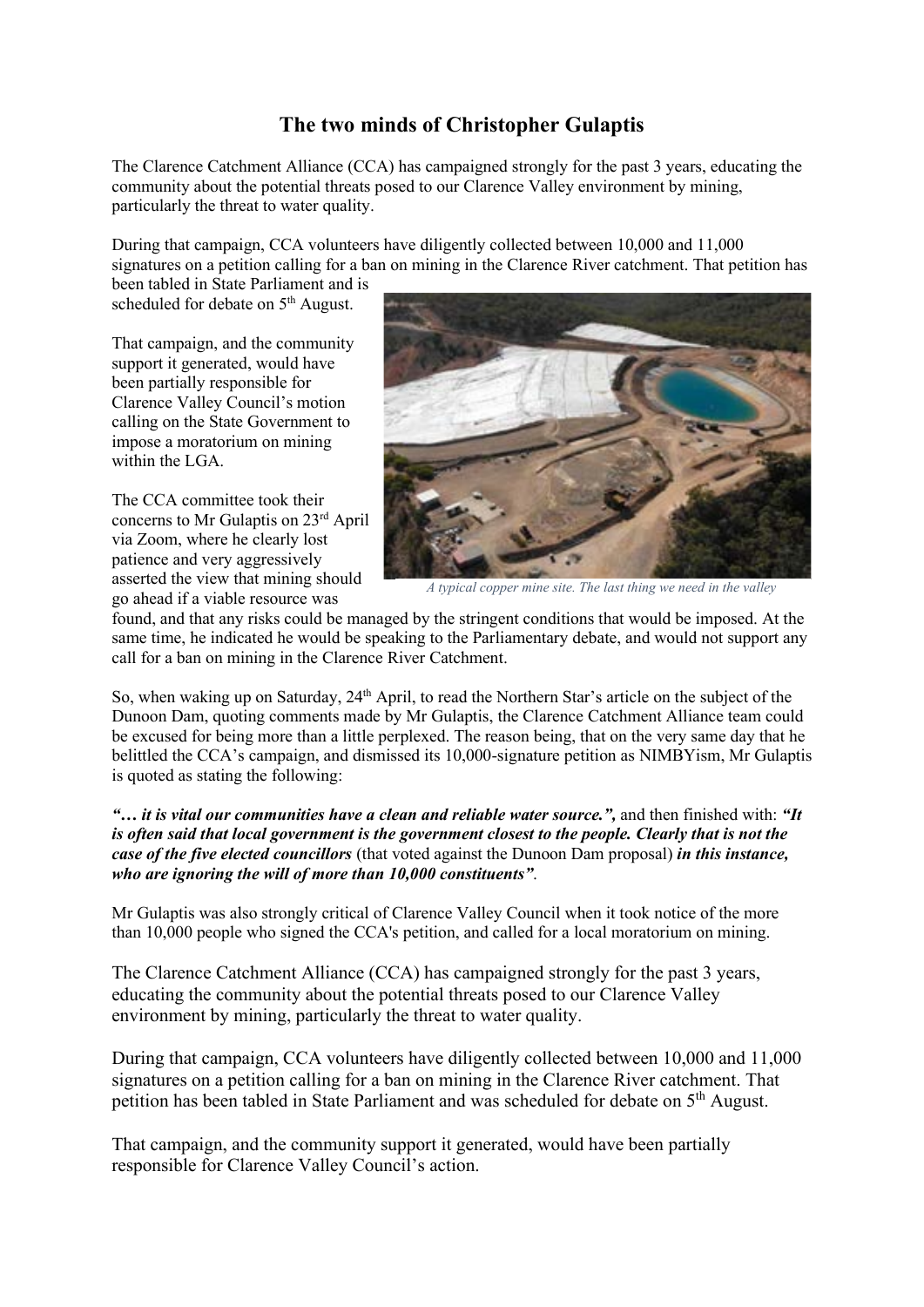# The two minds of Christopher Gulaptis

The Clarence Catchment Alliance (CCA) has campaigned strongly for the past 3 years, educating the community about the potential threats posed to our Clarence Valley environment by mining, particularly the threat to water quality.

During that campaign, CCA volunteers have diligently collected between 10,000 and 11,000 signatures on a petition calling for a ban on mining in the Clarence River catchment. That petition has been tabled in State Parliament and is scheduled for debate on 5th August.

That campaign, and the community support it generated, would have been partially responsible for Clarence Valley Council's motion calling on the State Government to impose a moratorium on mining within the LGA.

The CCA committee took their concerns to Mr Gulaptis on 23rd April via Zoom, where he clearly lost patience and very aggressively asserted the view that mining should go ahead if a viable resource was found, and that any risks could be managed by the stringent conditions that would be imposed. At the same time, he indicated he would be speaking to the Parliamentary debate, and would not support any call for a ban on mining in the Clarence River Catchment.

*A typical copper mine site. The last thing we need in the valley*

So, when waking up on Saturday, 24th April, to read the Northern Star's article on the subject of the Dunoon Dam, quoting comments made by Mr Gulaptis, the Clarence Catchment Alliance team could be excused for being more than a little perplexed. The reason being, that on the very same day that he belittled the CCA's campaign, and dismissed its 10,000-signature petition as NIMBYism, Mr Gulaptis is quoted as stating the following:

***"… it is vital our communities have a clean and reliable water source.",*** and then finished with: ***"It is often said that local government is the government closest to the people. Clearly that is not the case of the five elected councillors*** (that voted against the Dunoon Dam proposal) ***in this instance, who are ignoring the will of more than 10,000 constituents"***.

Mr Gulaptis was also strongly critical of Clarence Valley Council when it took notice of the more than 10,000 people who signed the CCA's petition, and called for a local moratorium on mining.

The Clarence Catchment Alliance (CCA) has campaigned strongly for the past 3 years, educating the community about the potential threats posed to our Clarence Valley environment by mining, particularly the threat to water quality.

During that campaign, CCA volunteers have diligently collected between 10,000 and 11,000 signatures on a petition calling for a ban on mining in the Clarence River catchment. That petition has been tabled in State Parliament and was scheduled for debate on 5th August.

That campaign, and the community support it generated, would have been partially responsible for Clarence Valley Council's action.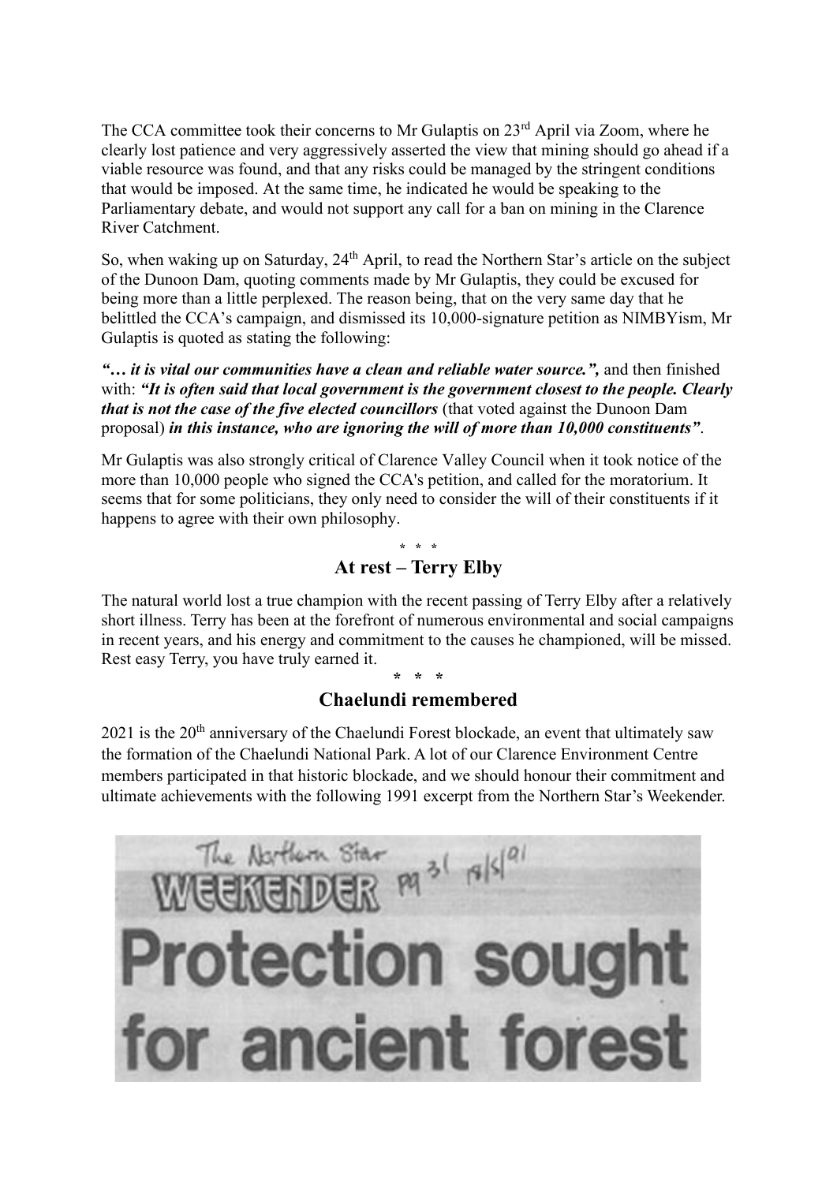The CCA committee took their concerns to Mr Gulaptis on 23rd April via Zoom, where he clearly lost patience and very aggressively asserted the view that mining should go ahead if a viable resource was found, and that any risks could be managed by the stringent conditions that would be imposed. At the same time, he indicated he would be speaking to the Parliamentary debate, and would not support any call for a ban on mining in the Clarence River Catchment.

So, when waking up on Saturday, 24th April, to read the Northern Star's article on the subject of the Dunoon Dam, quoting comments made by Mr Gulaptis, they could be excused for being more than a little perplexed. The reason being, that on the very same day that he belittled the CCA's campaign, and dismissed its 10,000-signature petition as NIMBYism, Mr Gulaptis is quoted as stating the following:

***"… it is vital our communities have a clean and reliable water source.",*** and then finished with: ***"It is often said that local government is the government closest to the people. Clearly that is not the case of the five elected councillors*** (that voted against the Dunoon Dam proposal) ***in this instance, who are ignoring the will of more than 10,000 constituents"***.

Mr Gulaptis was also strongly critical of Clarence Valley Council when it took notice of the more than 10,000 people who signed the CCA's petition, and called for the moratorium. It seems that for some politicians, they only need to consider the will of their constituents if it happens to agree with their own philosophy.

\* \* \*

## At rest – Terry Elby

The natural world lost a true champion with the recent passing of Terry Elby after a relatively short illness. Terry has been at the forefront of numerous environmental and social campaigns in recent years, and his energy and commitment to the causes he championed, will be missed. Rest easy Terry, you have truly earned it.

\* \* \*

## Chaelundi remembered

2021 is the 20th anniversary of the Chaelundi Forest blockade, an event that ultimately saw the formation of the Chaelundi National Park. A lot of our Clarence Environment Centre members participated in that historic blockade, and we should honour their commitment and ultimate achievements with the following 1991 excerpt from the Northern Star's Weekender.

The Northern Star WEEKENDER pg 31 18/5/91

# Protection sought for ancient forest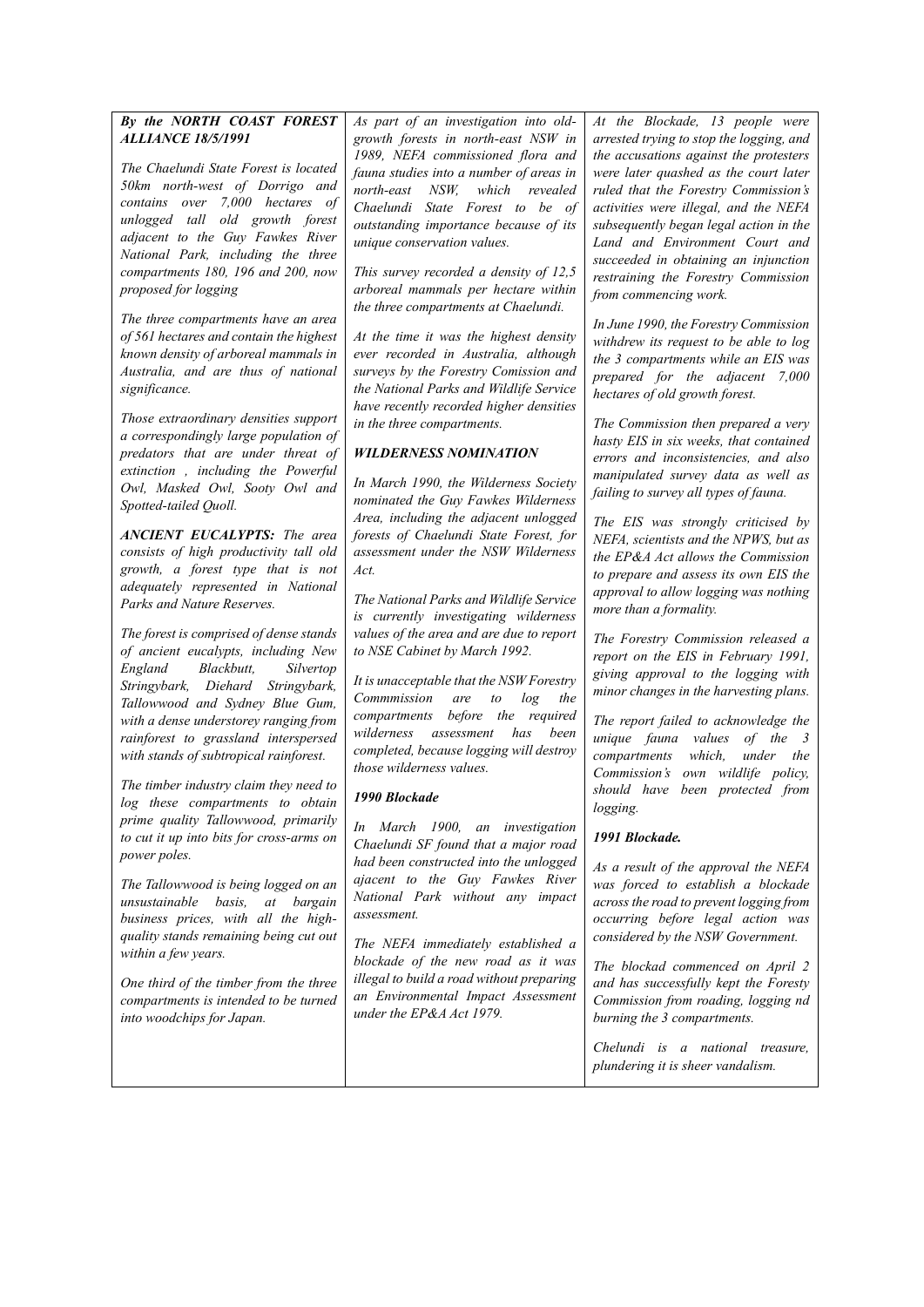***By the NORTH COAST FOREST ALLIANCE 18/5/1991***

*The Chaelundi State Forest is located 50km north-west of Dorrigo and contains over 7,000 hectares of unlogged tall old growth forest adjacent to the Guy Fawkes River National Park, including the three compartments 180, 196 and 200, now proposed for logging*

*The three compartments have an area of 561 hectares and contain the highest known density of arboreal mammals in Australia, and are thus of national significance.*

*Those extraordinary densities support a correspondingly large population of predators that are under threat of extinction , including the Powerful Owl, Masked Owl, Sooty Owl and Spotted-tailed Quoll.*

***ANCIENT EUCALYPTS:*** *The area consists of high productivity tall old growth, a forest type that is not adequately represented in National Parks and Nature Reserves.*

*The forest is comprised of dense stands of ancient eucalypts, including New England Blackbutt, Silvertop Stringybark, Diehard Stringybark, Tallowwood and Sydney Blue Gum, with a dense understorey ranging from rainforest to grassland interspersed with stands of subtropical rainforest.*

*The timber industry claim they need to log these compartments to obtain prime quality Tallowwood, primarily to cut it up into bits for cross-arms on power poles.*

*The Tallowwood is being logged on an unsustainable basis, at bargain business prices, with all the high-quality stands remaining being cut out within a few years.*

*One third of the timber from the three compartments is intended to be turned into woodchips for Japan.*

*As part of an investigation into old-growth forests in north-east NSW in 1989, NEFA commissioned flora and fauna studies into a number of areas in north-east NSW, which revealed Chaelundi State Forest to be of outstanding importance because of its unique conservation values.*

*This survey recorded a density of 12,5 arboreal mammals per hectare within the three compartments at Chaelundi.*

*At the time it was the highest density ever recorded in Australia, although surveys by the Forestry Comission and the National Parks and Wildlife Service have recently recorded higher densities in the three compartments.*

***WILDERNESS NOMINATION***

*In March 1990, the Wilderness Society nominated the Guy Fawkes Wilderness Area, including the adjacent unlogged forests of Chaelundi State Forest, for assessment under the NSW Wilderness Act.*

*The National Parks and Wildlife Service is currently investigating wilderness values of the area and are due to report to NSE Cabinet by March 1992.*

*It is unacceptable that the NSW Forestry Commmission are to log the compartments before the required wilderness assessment has been completed, because logging will destroy those wilderness values.*

***1990 Blockade***

*In March 1900, an investigation Chaelundi SF found that a major road had been constructed into the unlogged ajacent to the Guy Fawkes River National Park without any impact assessment.*

*The NEFA immediately established a blockade of the new road as it was illegal to build a road without preparing an Environmental Impact Assessment under the EP&A Act 1979.*

*At the Blockade, 13 people were arrested trying to stop the logging, and the accusations against the protesters were later quashed as the court later ruled that the Forestry Commission's activities were illegal, and the NEFA subsequently began legal action in the Land and Environment Court and succeeded in obtaining an injunction restraining the Forestry Commission from commencing work.*

*In June 1990, the Forestry Commission withdrew its request to be able to log the 3 compartments while an EIS was prepared for the adjacent 7,000 hectares of old growth forest.*

*The Commission then prepared a very hasty EIS in six weeks, that contained errors and inconsistencies, and also manipulated survey data as well as failing to survey all types of fauna.*

*The EIS was strongly criticised by NEFA, scientists and the NPWS, but as the EP&A Act allows the Commission to prepare and assess its own EIS the approval to allow logging was nothing more than a formality.*

*The Forestry Commission released a report on the EIS in February 1991, giving approval to the logging with minor changes in the harvesting plans.*

*The report failed to acknowledge the unique fauna values of the 3 compartments which, under the Commission's own wildlife policy, should have been protected from logging.*

***1991 Blockade.***

*As a result of the approval the NEFA was forced to establish a blockade across the road to prevent logging from occurring before legal action was considered by the NSW Government.*

*The blockad commenced on April 2 and has successfully kept the Foresty Commission from roading, logging nd burning the 3 compartments.*

*Chelundi is a national treasure, plundering it is sheer vandalism.*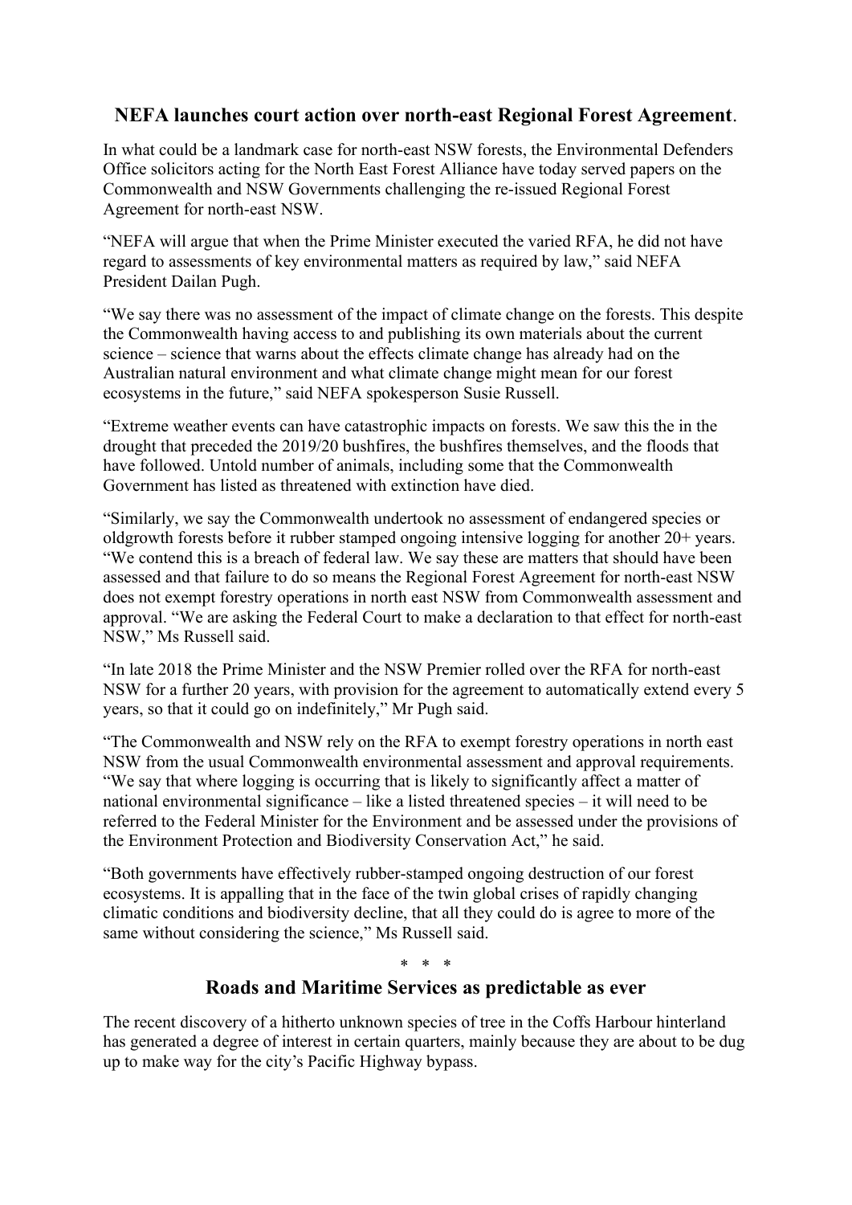## NEFA launches court action over north-east Regional Forest Agreement.

In what could be a landmark case for north-east NSW forests, the Environmental Defenders Office solicitors acting for the North East Forest Alliance have today served papers on the Commonwealth and NSW Governments challenging the re-issued Regional Forest Agreement for north-east NSW.

"NEFA will argue that when the Prime Minister executed the varied RFA, he did not have regard to assessments of key environmental matters as required by law," said NEFA President Dailan Pugh.

"We say there was no assessment of the impact of climate change on the forests. This despite the Commonwealth having access to and publishing its own materials about the current science – science that warns about the effects climate change has already had on the Australian natural environment and what climate change might mean for our forest ecosystems in the future," said NEFA spokesperson Susie Russell.

"Extreme weather events can have catastrophic impacts on forests. We saw this the in the drought that preceded the 2019/20 bushfires, the bushfires themselves, and the floods that have followed. Untold number of animals, including some that the Commonwealth Government has listed as threatened with extinction have died.

"Similarly, we say the Commonwealth undertook no assessment of endangered species or oldgrowth forests before it rubber stamped ongoing intensive logging for another 20+ years. "We contend this is a breach of federal law. We say these are matters that should have been assessed and that failure to do so means the Regional Forest Agreement for north-east NSW does not exempt forestry operations in north east NSW from Commonwealth assessment and approval. "We are asking the Federal Court to make a declaration to that effect for north-east NSW," Ms Russell said.

"In late 2018 the Prime Minister and the NSW Premier rolled over the RFA for north-east NSW for a further 20 years, with provision for the agreement to automatically extend every 5 years, so that it could go on indefinitely," Mr Pugh said.

"The Commonwealth and NSW rely on the RFA to exempt forestry operations in north east NSW from the usual Commonwealth environmental assessment and approval requirements. "We say that where logging is occurring that is likely to significantly affect a matter of national environmental significance – like a listed threatened species – it will need to be referred to the Federal Minister for the Environment and be assessed under the provisions of the Environment Protection and Biodiversity Conservation Act," he said.

"Both governments have effectively rubber-stamped ongoing destruction of our forest ecosystems. It is appalling that in the face of the twin global crises of rapidly changing climatic conditions and biodiversity decline, that all they could do is agree to more of the same without considering the science," Ms Russell said.

\* \* \*

## Roads and Maritime Services as predictable as ever

The recent discovery of a hitherto unknown species of tree in the Coffs Harbour hinterland has generated a degree of interest in certain quarters, mainly because they are about to be dug up to make way for the city's Pacific Highway bypass.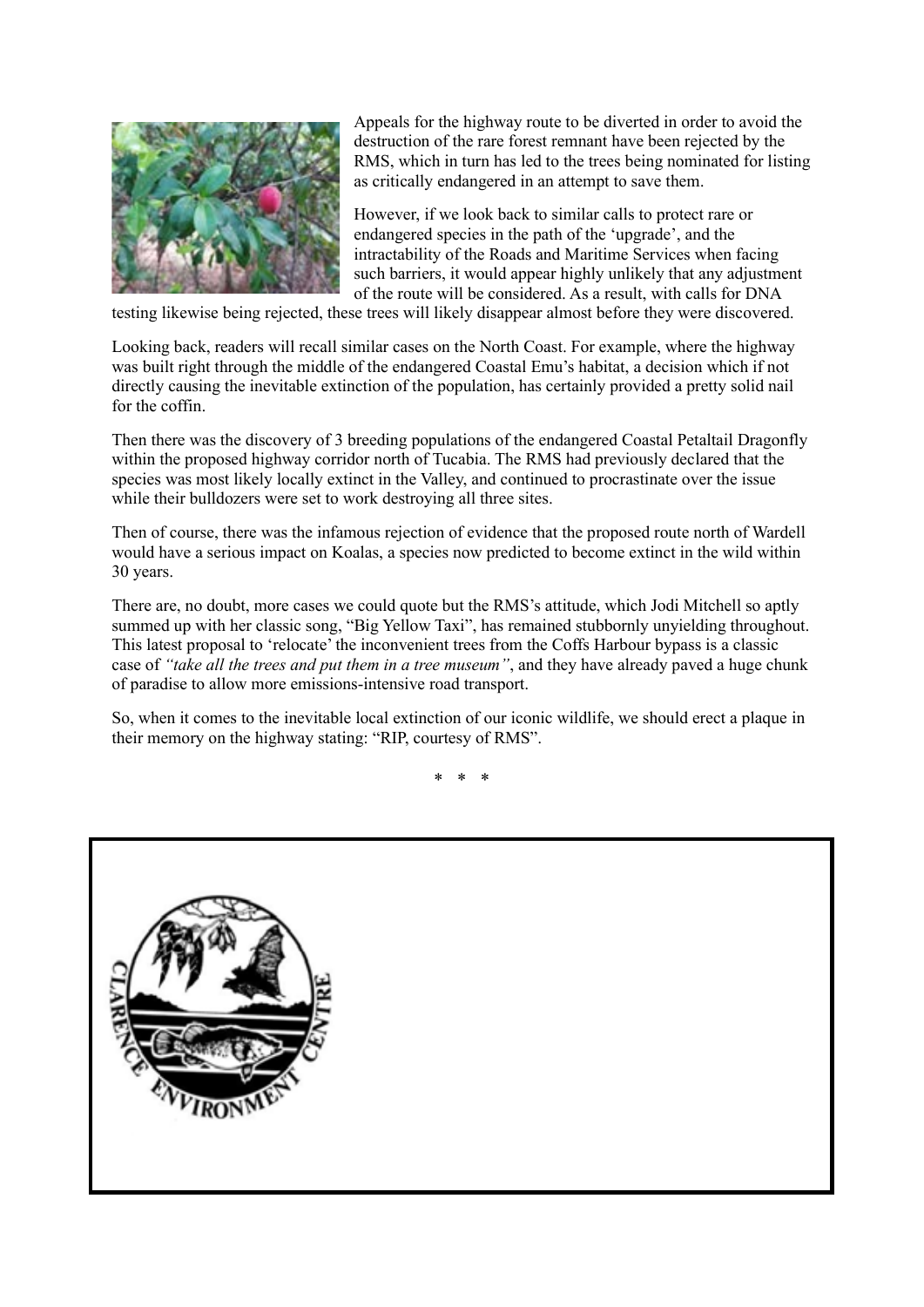Appeals for the highway route to be diverted in order to avoid the destruction of the rare forest remnant have been rejected by the RMS, which in turn has led to the trees being nominated for listing as critically endangered in an attempt to save them.

However, if we look back to similar calls to protect rare or endangered species in the path of the 'upgrade', and the intractability of the Roads and Maritime Services when facing such barriers, it would appear highly unlikely that any adjustment of the route will be considered. As a result, with calls for DNA testing likewise being rejected, these trees will likely disappear almost before they were discovered.

Looking back, readers will recall similar cases on the North Coast. For example, where the highway was built right through the middle of the endangered Coastal Emu's habitat, a decision which if not directly causing the inevitable extinction of the population, has certainly provided a pretty solid nail for the coffin.

Then there was the discovery of 3 breeding populations of the endangered Coastal Petaltail Dragonfly within the proposed highway corridor north of Tucabia. The RMS had previously declared that the species was most likely locally extinct in the Valley, and continued to procrastinate over the issue while their bulldozers were set to work destroying all three sites.

Then of course, there was the infamous rejection of evidence that the proposed route north of Wardell would have a serious impact on Koalas, a species now predicted to become extinct in the wild within 30 years.

There are, no doubt, more cases we could quote but the RMS's attitude, which Jodi Mitchell so aptly summed up with her classic song, "Big Yellow Taxi", has remained stubbornly unyielding throughout. This latest proposal to 'relocate' the inconvenient trees from the Coffs Harbour bypass is a classic case of *"take all the trees and put them in a tree museum"*, and they have already paved a huge chunk of paradise to allow more emissions-intensive road transport.

So, when it comes to the inevitable local extinction of our iconic wildlife, we should erect a plaque in their memory on the highway stating: "RIP, courtesy of RMS".

\* \* \*

CLARENCE ENVIRONMENT CENTRE